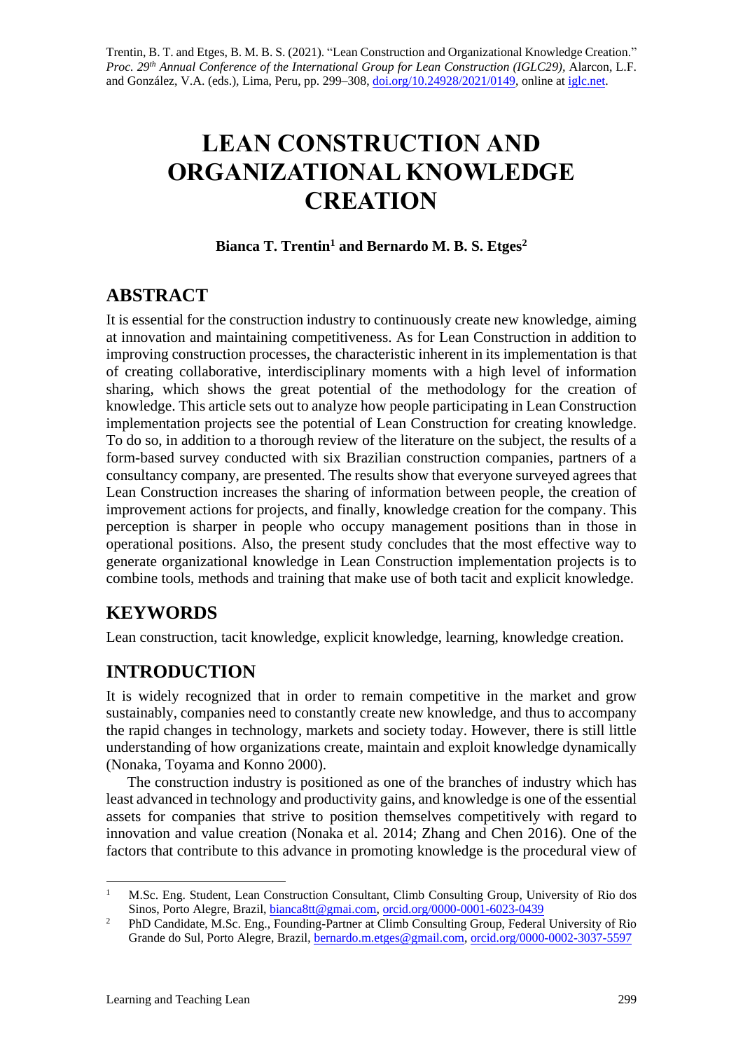Trentin, B. T. and Etges, B. M. B. S. (2021). "Lean Construction and Organizational Knowledge Creation." *Proc. 29th Annual Conference of the International Group for Lean Construction (IGLC29),* Alarcon, L.F. and González, V.A. (eds.), Lima, Peru, pp. 299–308, doi.org/10.24928/2021/0149, online at iglc.net.

# LEAN CONSTRUCTION AND ORGANIZATIONAL KNOWLEDGE CREATION

**Bianca T. Trentin[1] and Bernardo M. B. S. Etges[2]**

## ABSTRACT

It is essential for the construction industry to continuously create new knowledge, aiming at innovation and maintaining competitiveness. As for Lean Construction in addition to improving construction processes, the characteristic inherent in its implementation is that of creating collaborative, interdisciplinary moments with a high level of information sharing, which shows the great potential of the methodology for the creation of knowledge. This article sets out to analyze how people participating in Lean Construction implementation projects see the potential of Lean Construction for creating knowledge. To do so, in addition to a thorough review of the literature on the subject, the results of a form-based survey conducted with six Brazilian construction companies, partners of a consultancy company, are presented. The results show that everyone surveyed agrees that Lean Construction increases the sharing of information between people, the creation of improvement actions for projects, and finally, knowledge creation for the company. This perception is sharper in people who occupy management positions than in those in operational positions. Also, the present study concludes that the most effective way to generate organizational knowledge in Lean Construction implementation projects is to combine tools, methods and training that make use of both tacit and explicit knowledge.

## KEYWORDS

Lean construction, tacit knowledge, explicit knowledge, learning, knowledge creation.

## INTRODUCTION

It is widely recognized that in order to remain competitive in the market and grow sustainably, companies need to constantly create new knowledge, and thus to accompany the rapid changes in technology, markets and society today. However, there is still little understanding of how organizations create, maintain and exploit knowledge dynamically (Nonaka, Toyama and Konno 2000).

The construction industry is positioned as one of the branches of industry which has least advanced in technology and productivity gains, and knowledge is one of the essential assets for companies that strive to position themselves competitively with regard to innovation and value creation (Nonaka et al. 2014; Zhang and Chen 2016). One of the factors that contribute to this advance in promoting knowledge is the procedural view of

[1] M.Sc. Eng. Student, Lean Construction Consultant, Climb Consulting Group, University of Rio dos Sinos, Porto Alegre, Brazil, bianca8tt@gmai.com, orcid.org/0000-0001-6023-0439

[2] PhD Candidate, M.Sc. Eng., Founding-Partner at Climb Consulting Group, Federal University of Rio Grande do Sul, Porto Alegre, Brazil, bernardo.m.etges@gmail.com, orcid.org/0000-0002-3037-5597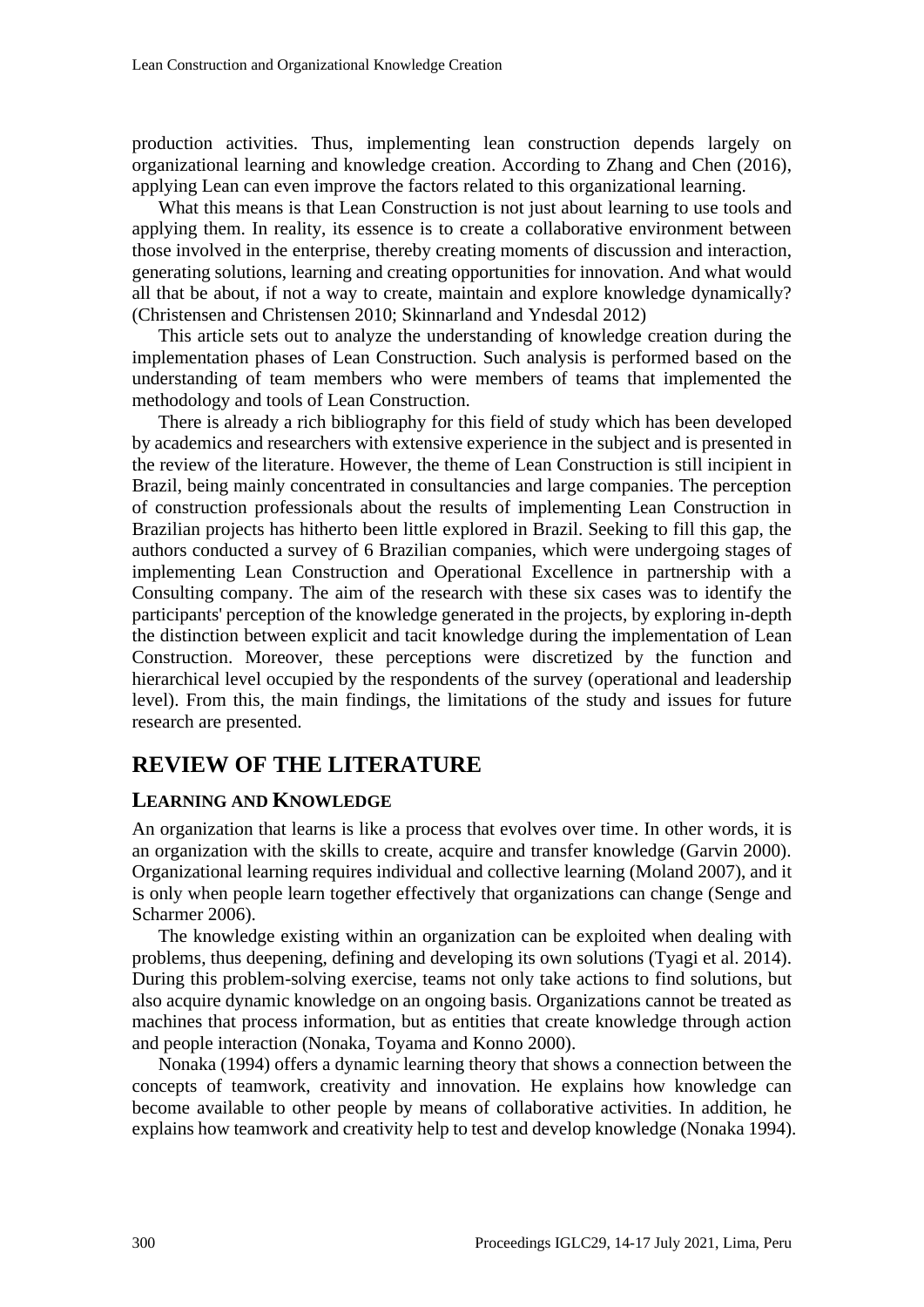production activities. Thus, implementing lean construction depends largely on organizational learning and knowledge creation. According to Zhang and Chen (2016), applying Lean can even improve the factors related to this organizational learning.

What this means is that Lean Construction is not just about learning to use tools and applying them. In reality, its essence is to create a collaborative environment between those involved in the enterprise, thereby creating moments of discussion and interaction, generating solutions, learning and creating opportunities for innovation. And what would all that be about, if not a way to create, maintain and explore knowledge dynamically? (Christensen and Christensen 2010; Skinnarland and Yndesdal 2012)

This article sets out to analyze the understanding of knowledge creation during the implementation phases of Lean Construction. Such analysis is performed based on the understanding of team members who were members of teams that implemented the methodology and tools of Lean Construction.

There is already a rich bibliography for this field of study which has been developed by academics and researchers with extensive experience in the subject and is presented in the review of the literature. However, the theme of Lean Construction is still incipient in Brazil, being mainly concentrated in consultancies and large companies. The perception of construction professionals about the results of implementing Lean Construction in Brazilian projects has hitherto been little explored in Brazil. Seeking to fill this gap, the authors conducted a survey of 6 Brazilian companies, which were undergoing stages of implementing Lean Construction and Operational Excellence in partnership with a Consulting company. The aim of the research with these six cases was to identify the participants' perception of the knowledge generated in the projects, by exploring in-depth the distinction between explicit and tacit knowledge during the implementation of Lean Construction. Moreover, these perceptions were discretized by the function and hierarchical level occupied by the respondents of the survey (operational and leadership level). From this, the main findings, the limitations of the study and issues for future research are presented.

# REVIEW OF THE LITERATURE

## LEARNING AND KNOWLEDGE

An organization that learns is like a process that evolves over time. In other words, it is an organization with the skills to create, acquire and transfer knowledge (Garvin 2000). Organizational learning requires individual and collective learning (Moland 2007), and it is only when people learn together effectively that organizations can change (Senge and Scharmer 2006).

The knowledge existing within an organization can be exploited when dealing with problems, thus deepening, defining and developing its own solutions (Tyagi et al. 2014). During this problem-solving exercise, teams not only take actions to find solutions, but also acquire dynamic knowledge on an ongoing basis. Organizations cannot be treated as machines that process information, but as entities that create knowledge through action and people interaction (Nonaka, Toyama and Konno 2000).

Nonaka (1994) offers a dynamic learning theory that shows a connection between the concepts of teamwork, creativity and innovation. He explains how knowledge can become available to other people by means of collaborative activities. In addition, he explains how teamwork and creativity help to test and develop knowledge (Nonaka 1994).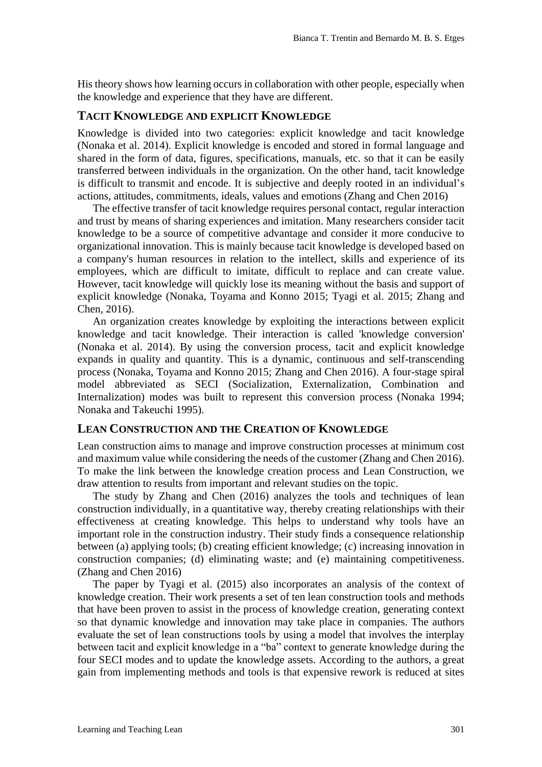His theory shows how learning occurs in collaboration with other people, especially when the knowledge and experience that they have are different.

## TACIT KNOWLEDGE AND EXPLICIT KNOWLEDGE

Knowledge is divided into two categories: explicit knowledge and tacit knowledge (Nonaka et al. 2014). Explicit knowledge is encoded and stored in formal language and shared in the form of data, figures, specifications, manuals, etc. so that it can be easily transferred between individuals in the organization. On the other hand, tacit knowledge is difficult to transmit and encode. It is subjective and deeply rooted in an individual's actions, attitudes, commitments, ideals, values and emotions (Zhang and Chen 2016)

The effective transfer of tacit knowledge requires personal contact, regular interaction and trust by means of sharing experiences and imitation. Many researchers consider tacit knowledge to be a source of competitive advantage and consider it more conducive to organizational innovation. This is mainly because tacit knowledge is developed based on a company's human resources in relation to the intellect, skills and experience of its employees, which are difficult to imitate, difficult to replace and can create value. However, tacit knowledge will quickly lose its meaning without the basis and support of explicit knowledge (Nonaka, Toyama and Konno 2015; Tyagi et al. 2015; Zhang and Chen, 2016).

An organization creates knowledge by exploiting the interactions between explicit knowledge and tacit knowledge. Their interaction is called 'knowledge conversion' (Nonaka et al. 2014). By using the conversion process, tacit and explicit knowledge expands in quality and quantity. This is a dynamic, continuous and self-transcending process (Nonaka, Toyama and Konno 2015; Zhang and Chen 2016). A four-stage spiral model abbreviated as SECI (Socialization, Externalization, Combination and Internalization) modes was built to represent this conversion process (Nonaka 1994; Nonaka and Takeuchi 1995).

## LEAN CONSTRUCTION AND THE CREATION OF KNOWLEDGE

Lean construction aims to manage and improve construction processes at minimum cost and maximum value while considering the needs of the customer (Zhang and Chen 2016). To make the link between the knowledge creation process and Lean Construction, we draw attention to results from important and relevant studies on the topic.

The study by Zhang and Chen (2016) analyzes the tools and techniques of lean construction individually, in a quantitative way, thereby creating relationships with their effectiveness at creating knowledge. This helps to understand why tools have an important role in the construction industry. Their study finds a consequence relationship between (a) applying tools; (b) creating efficient knowledge; (c) increasing innovation in construction companies; (d) eliminating waste; and (e) maintaining competitiveness. (Zhang and Chen 2016)

The paper by Tyagi et al. (2015) also incorporates an analysis of the context of knowledge creation. Their work presents a set of ten lean construction tools and methods that have been proven to assist in the process of knowledge creation, generating context so that dynamic knowledge and innovation may take place in companies. The authors evaluate the set of lean constructions tools by using a model that involves the interplay between tacit and explicit knowledge in a "ba" context to generate knowledge during the four SECI modes and to update the knowledge assets. According to the authors, a great gain from implementing methods and tools is that expensive rework is reduced at sites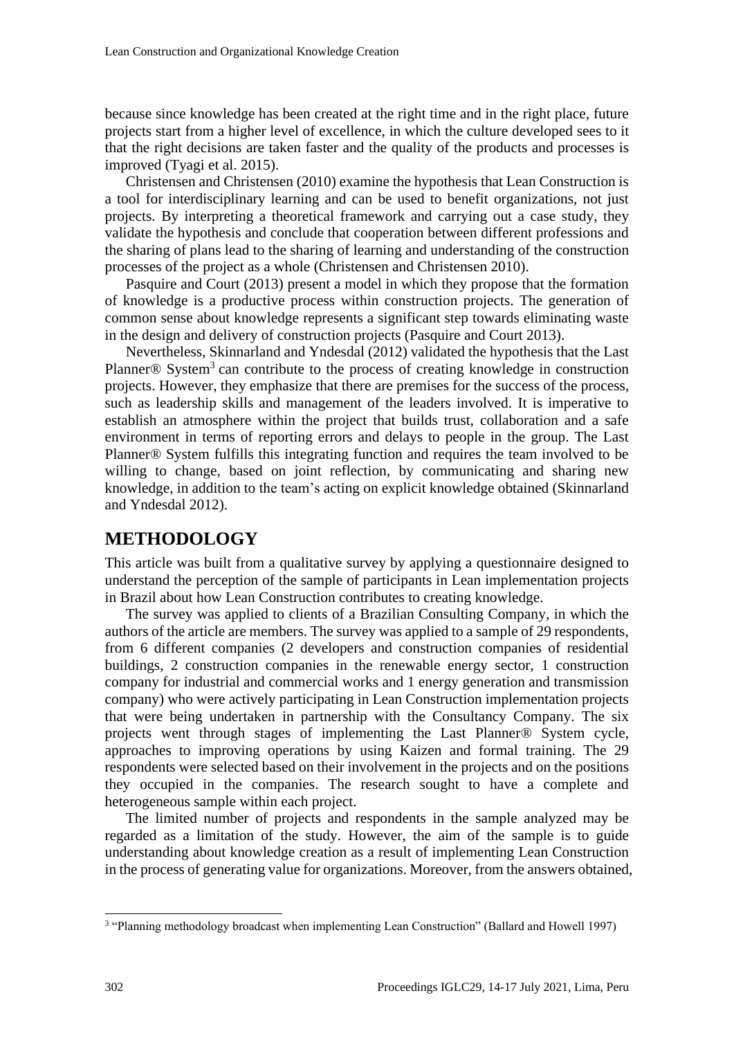because since knowledge has been created at the right time and in the right place, future projects start from a higher level of excellence, in which the culture developed sees to it that the right decisions are taken faster and the quality of the products and processes is improved (Tyagi et al. 2015).

Christensen and Christensen (2010) examine the hypothesis that Lean Construction is a tool for interdisciplinary learning and can be used to benefit organizations, not just projects. By interpreting a theoretical framework and carrying out a case study, they validate the hypothesis and conclude that cooperation between different professions and the sharing of plans lead to the sharing of learning and understanding of the construction processes of the project as a whole (Christensen and Christensen 2010).

Pasquire and Court (2013) present a model in which they propose that the formation of knowledge is a productive process within construction projects. The generation of common sense about knowledge represents a significant step towards eliminating waste in the design and delivery of construction projects (Pasquire and Court 2013).

Nevertheless, Skinnarland and Yndesdal (2012) validated the hypothesis that the Last Planner® System[3] can contribute to the process of creating knowledge in construction projects. However, they emphasize that there are premises for the success of the process, such as leadership skills and management of the leaders involved. It is imperative to establish an atmosphere within the project that builds trust, collaboration and a safe environment in terms of reporting errors and delays to people in the group. The Last Planner® System fulfills this integrating function and requires the team involved to be willing to change, based on joint reflection, by communicating and sharing new knowledge, in addition to the team's acting on explicit knowledge obtained (Skinnarland and Yndesdal 2012).

## METHODOLOGY

This article was built from a qualitative survey by applying a questionnaire designed to understand the perception of the sample of participants in Lean implementation projects in Brazil about how Lean Construction contributes to creating knowledge.

The survey was applied to clients of a Brazilian Consulting Company, in which the authors of the article are members. The survey was applied to a sample of 29 respondents, from 6 different companies (2 developers and construction companies of residential buildings, 2 construction companies in the renewable energy sector, 1 construction company for industrial and commercial works and 1 energy generation and transmission company) who were actively participating in Lean Construction implementation projects that were being undertaken in partnership with the Consultancy Company. The six projects went through stages of implementing the Last Planner® System cycle, approaches to improving operations by using Kaizen and formal training. The 29 respondents were selected based on their involvement in the projects and on the positions they occupied in the companies. The research sought to have a complete and heterogeneous sample within each project.

The limited number of projects and respondents in the sample analyzed may be regarded as a limitation of the study. However, the aim of the sample is to guide understanding about knowledge creation as a result of implementing Lean Construction in the process of generating value for organizations. Moreover, from the answers obtained,

[3] "Planning methodology broadcast when implementing Lean Construction" (Ballard and Howell 1997)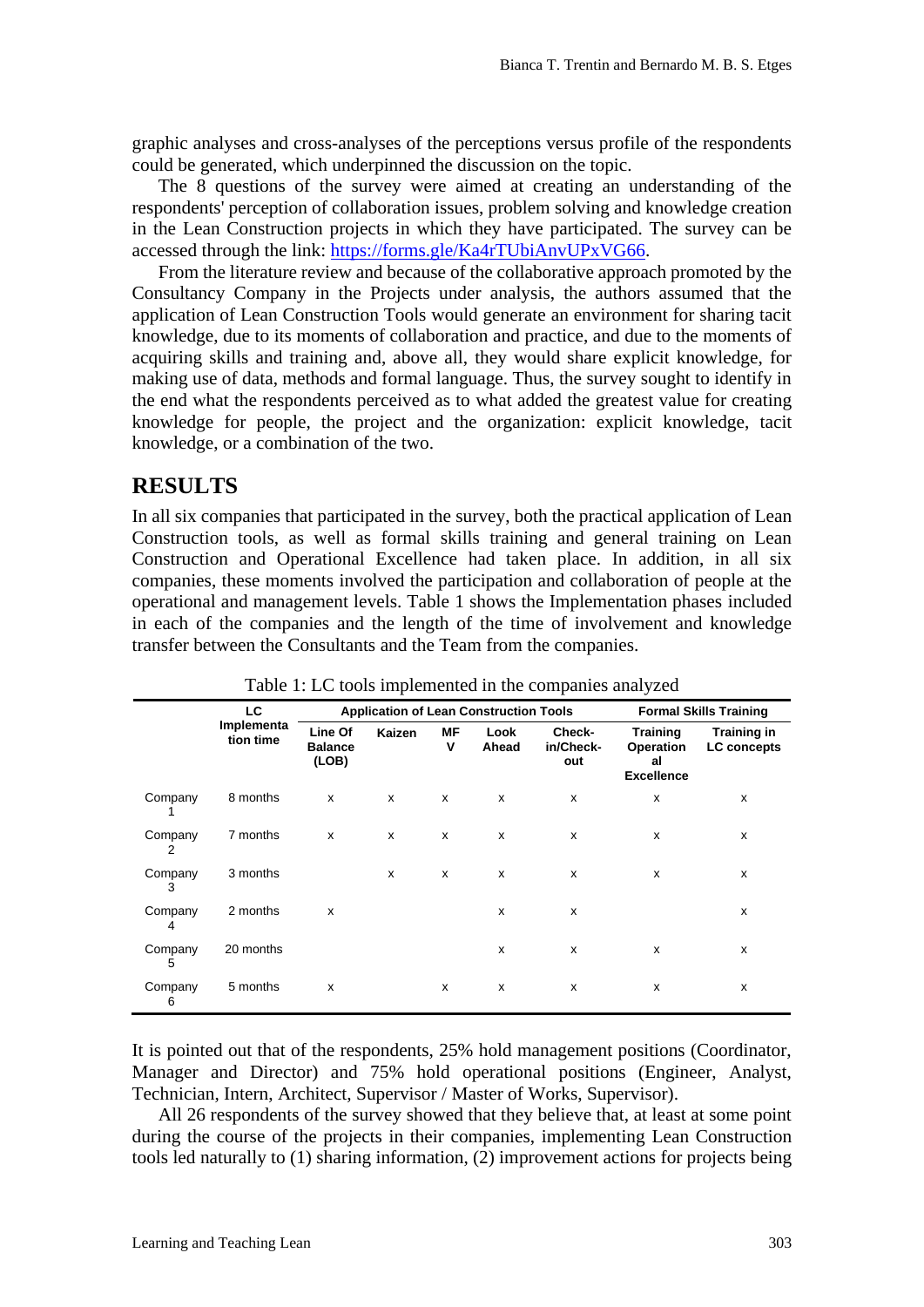graphic analyses and cross-analyses of the perceptions versus profile of the respondents could be generated, which underpinned the discussion on the topic.

The 8 questions of the survey were aimed at creating an understanding of the respondents' perception of collaboration issues, problem solving and knowledge creation in the Lean Construction projects in which they have participated. The survey can be accessed through the link: [https://forms.gle/Ka4rTUbiAnvUPxVG66](https://forms.gle/Ka4rTUbiAnvUPxVG66).

From the literature review and because of the collaborative approach promoted by the Consultancy Company in the Projects under analysis, the authors assumed that the application of Lean Construction Tools would generate an environment for sharing tacit knowledge, due to its moments of collaboration and practice, and due to the moments of acquiring skills and training and, above all, they would share explicit knowledge, for making use of data, methods and formal language. Thus, the survey sought to identify in the end what the respondents perceived as to what added the greatest value for creating knowledge for people, the project and the organization: explicit knowledge, tacit knowledge, or a combination of the two.

## RESULTS

In all six companies that participated in the survey, both the practical application of Lean Construction tools, as well as formal skills training and general training on Lean Construction and Operational Excellence had taken place. In addition, in all six companies, these moments involved the participation and collaboration of people at the operational and management levels. Table 1 shows the Implementation phases included in each of the companies and the length of the time of involvement and knowledge transfer between the Consultants and the Team from the companies.

Table 1: LC tools implemented in the companies analyzed

| | LC Implementation time | Application of Lean Construction Tools | | | | | Formal Skills Training | |
|---|---|---|---|---|---|---|---|---|
| | | Line Of Balance (LOB) | Kaizen | MFV | Look Ahead | Check-in/Check-out | Training Operational Excellence | Training in LC concepts |
| Company 1 | 8 months | x | x | x | x | x | x | x |
| Company 2 | 7 months | x | x | x | x | x | x | x |
| Company 3 | 3 months | | x | x | x | x | x | x |
| Company 4 | 2 months | x | | | x | x | | x |
| Company 5 | 20 months | | | | x | x | x | x |
| Company 6 | 5 months | x | | x | x | x | x | x |

It is pointed out that of the respondents, 25% hold management positions (Coordinator, Manager and Director) and 75% hold operational positions (Engineer, Analyst, Technician, Intern, Architect, Supervisor / Master of Works, Supervisor).

All 26 respondents of the survey showed that they believe that, at least at some point during the course of the projects in their companies, implementing Lean Construction tools led naturally to (1) sharing information, (2) improvement actions for projects being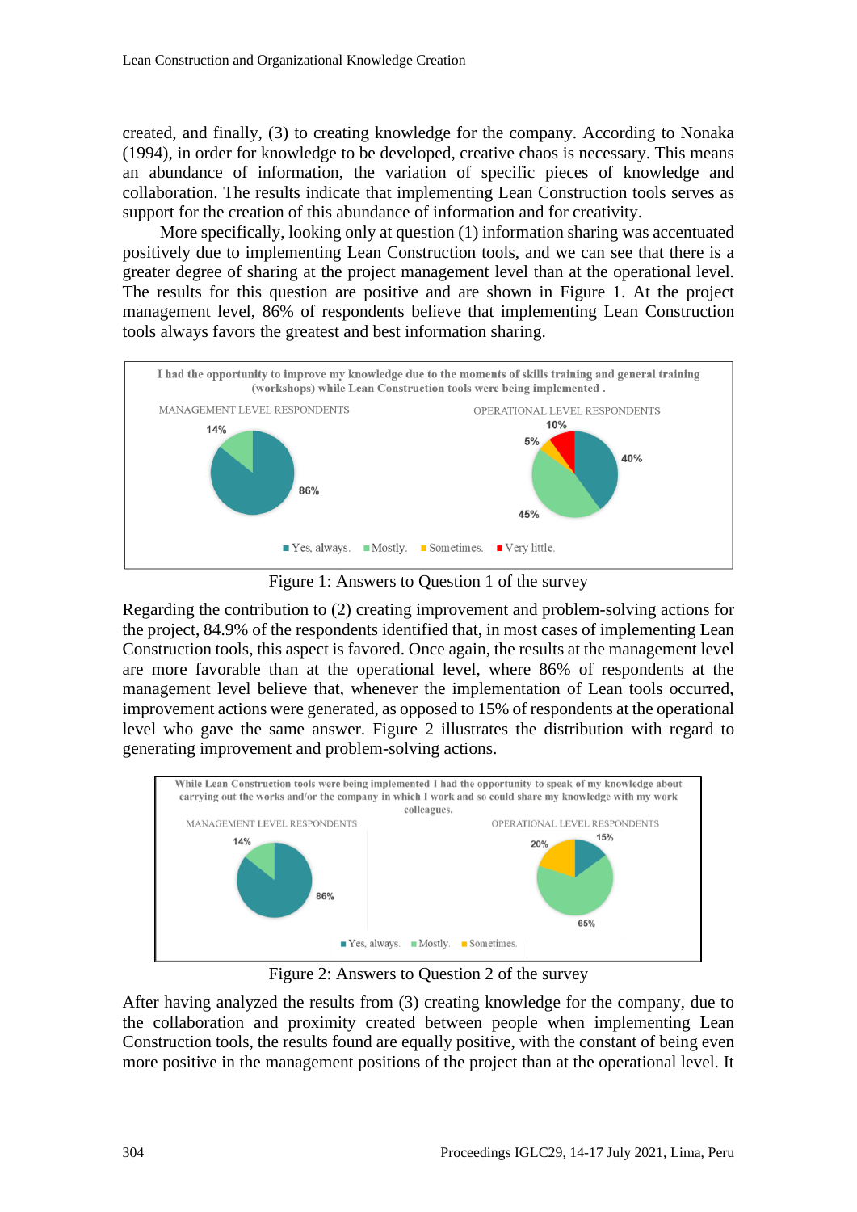created, and finally, (3) to creating knowledge for the company. According to Nonaka (1994), in order for knowledge to be developed, creative chaos is necessary. This means an abundance of information, the variation of specific pieces of knowledge and collaboration. The results indicate that implementing Lean Construction tools serves as support for the creation of this abundance of information and for creativity.

More specifically, looking only at question (1) information sharing was accentuated positively due to implementing Lean Construction tools, and we can see that there is a greater degree of sharing at the project management level than at the operational level. The results for this question are positive and are shown in Figure 1. At the project management level, 86% of respondents believe that implementing Lean Construction tools always favors the greatest and best information sharing.

I had the opportunity to improve my knowledge due to the moments of skills training and general training (workshops) while Lean Construction tools were being implemented .

MANAGEMENT LEVEL RESPONDENTS: 86%, 14%

OPERATIONAL LEVEL RESPONDENTS: 40%, 45%, 5%, 10%

■ Yes, always. ■ Mostly. ■ Sometimes. ■ Very little.

Figure 1: Answers to Question 1 of the survey

Regarding the contribution to (2) creating improvement and problem-solving actions for the project, 84.9% of the respondents identified that, in most cases of implementing Lean Construction tools, this aspect is favored. Once again, the results at the management level are more favorable than at the operational level, where 86% of respondents at the management level believe that, whenever the implementation of Lean tools occurred, improvement actions were generated, as opposed to 15% of respondents at the operational level who gave the same answer. Figure 2 illustrates the distribution with regard to generating improvement and problem-solving actions.

While Lean Construction tools were being implemented I had the opportunity to speak of my knowledge about carrying out the works and/or the company in which I work and so could share my knowledge with my work colleagues.

MANAGEMENT LEVEL RESPONDENTS: 86%, 14%

OPERATIONAL LEVEL RESPONDENTS: 15%, 65%, 20%

■ Yes, always. ■ Mostly. ■ Sometimes.

Figure 2: Answers to Question 2 of the survey

After having analyzed the results from (3) creating knowledge for the company, due to the collaboration and proximity created between people when implementing Lean Construction tools, the results found are equally positive, with the constant of being even more positive in the management positions of the project than at the operational level. It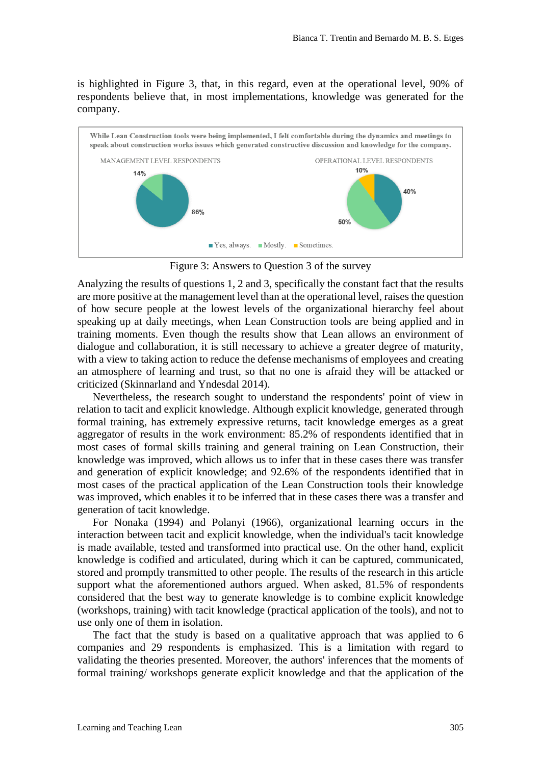is highlighted in Figure 3, that, in this regard, even at the operational level, 90% of respondents believe that, in most implementations, knowledge was generated for the company.

Figure 3: Answers to Question 3 of the survey

Analyzing the results of questions 1, 2 and 3, specifically the constant fact that the results are more positive at the management level than at the operational level, raises the question of how secure people at the lowest levels of the organizational hierarchy feel about speaking up at daily meetings, when Lean Construction tools are being applied and in training moments. Even though the results show that Lean allows an environment of dialogue and collaboration, it is still necessary to achieve a greater degree of maturity, with a view to taking action to reduce the defense mechanisms of employees and creating an atmosphere of learning and trust, so that no one is afraid they will be attacked or criticized (Skinnarland and Yndesdal 2014).

Nevertheless, the research sought to understand the respondents' point of view in relation to tacit and explicit knowledge. Although explicit knowledge, generated through formal training, has extremely expressive returns, tacit knowledge emerges as a great aggregator of results in the work environment: 85.2% of respondents identified that in most cases of formal skills training and general training on Lean Construction, their knowledge was improved, which allows us to infer that in these cases there was transfer and generation of explicit knowledge; and 92.6% of the respondents identified that in most cases of the practical application of the Lean Construction tools their knowledge was improved, which enables it to be inferred that in these cases there was a transfer and generation of tacit knowledge.

For Nonaka (1994) and Polanyi (1966), organizational learning occurs in the interaction between tacit and explicit knowledge, when the individual's tacit knowledge is made available, tested and transformed into practical use. On the other hand, explicit knowledge is codified and articulated, during which it can be captured, communicated, stored and promptly transmitted to other people. The results of the research in this article support what the aforementioned authors argued. When asked, 81.5% of respondents considered that the best way to generate knowledge is to combine explicit knowledge (workshops, training) with tacit knowledge (practical application of the tools), and not to use only one of them in isolation.

The fact that the study is based on a qualitative approach that was applied to 6 companies and 29 respondents is emphasized. This is a limitation with regard to validating the theories presented. Moreover, the authors' inferences that the moments of formal training/ workshops generate explicit knowledge and that the application of the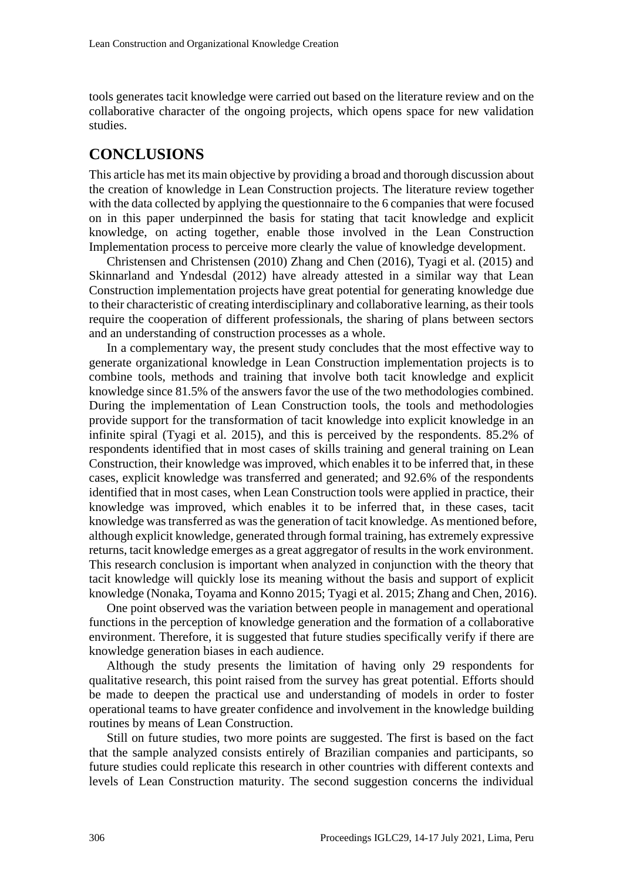tools generates tacit knowledge were carried out based on the literature review and on the collaborative character of the ongoing projects, which opens space for new validation studies.

## CONCLUSIONS

This article has met its main objective by providing a broad and thorough discussion about the creation of knowledge in Lean Construction projects. The literature review together with the data collected by applying the questionnaire to the 6 companies that were focused on in this paper underpinned the basis for stating that tacit knowledge and explicit knowledge, on acting together, enable those involved in the Lean Construction Implementation process to perceive more clearly the value of knowledge development.

Christensen and Christensen (2010) Zhang and Chen (2016), Tyagi et al. (2015) and Skinnarland and Yndesdal (2012) have already attested in a similar way that Lean Construction implementation projects have great potential for generating knowledge due to their characteristic of creating interdisciplinary and collaborative learning, as their tools require the cooperation of different professionals, the sharing of plans between sectors and an understanding of construction processes as a whole.

In a complementary way, the present study concludes that the most effective way to generate organizational knowledge in Lean Construction implementation projects is to combine tools, methods and training that involve both tacit knowledge and explicit knowledge since 81.5% of the answers favor the use of the two methodologies combined. During the implementation of Lean Construction tools, the tools and methodologies provide support for the transformation of tacit knowledge into explicit knowledge in an infinite spiral (Tyagi et al. 2015), and this is perceived by the respondents. 85.2% of respondents identified that in most cases of skills training and general training on Lean Construction, their knowledge was improved, which enables it to be inferred that, in these cases, explicit knowledge was transferred and generated; and 92.6% of the respondents identified that in most cases, when Lean Construction tools were applied in practice, their knowledge was improved, which enables it to be inferred that, in these cases, tacit knowledge was transferred as was the generation of tacit knowledge. As mentioned before, although explicit knowledge, generated through formal training, has extremely expressive returns, tacit knowledge emerges as a great aggregator of results in the work environment. This research conclusion is important when analyzed in conjunction with the theory that tacit knowledge will quickly lose its meaning without the basis and support of explicit knowledge (Nonaka, Toyama and Konno 2015; Tyagi et al. 2015; Zhang and Chen, 2016).

One point observed was the variation between people in management and operational functions in the perception of knowledge generation and the formation of a collaborative environment. Therefore, it is suggested that future studies specifically verify if there are knowledge generation biases in each audience.

Although the study presents the limitation of having only 29 respondents for qualitative research, this point raised from the survey has great potential. Efforts should be made to deepen the practical use and understanding of models in order to foster operational teams to have greater confidence and involvement in the knowledge building routines by means of Lean Construction.

Still on future studies, two more points are suggested. The first is based on the fact that the sample analyzed consists entirely of Brazilian companies and participants, so future studies could replicate this research in other countries with different contexts and levels of Lean Construction maturity. The second suggestion concerns the individual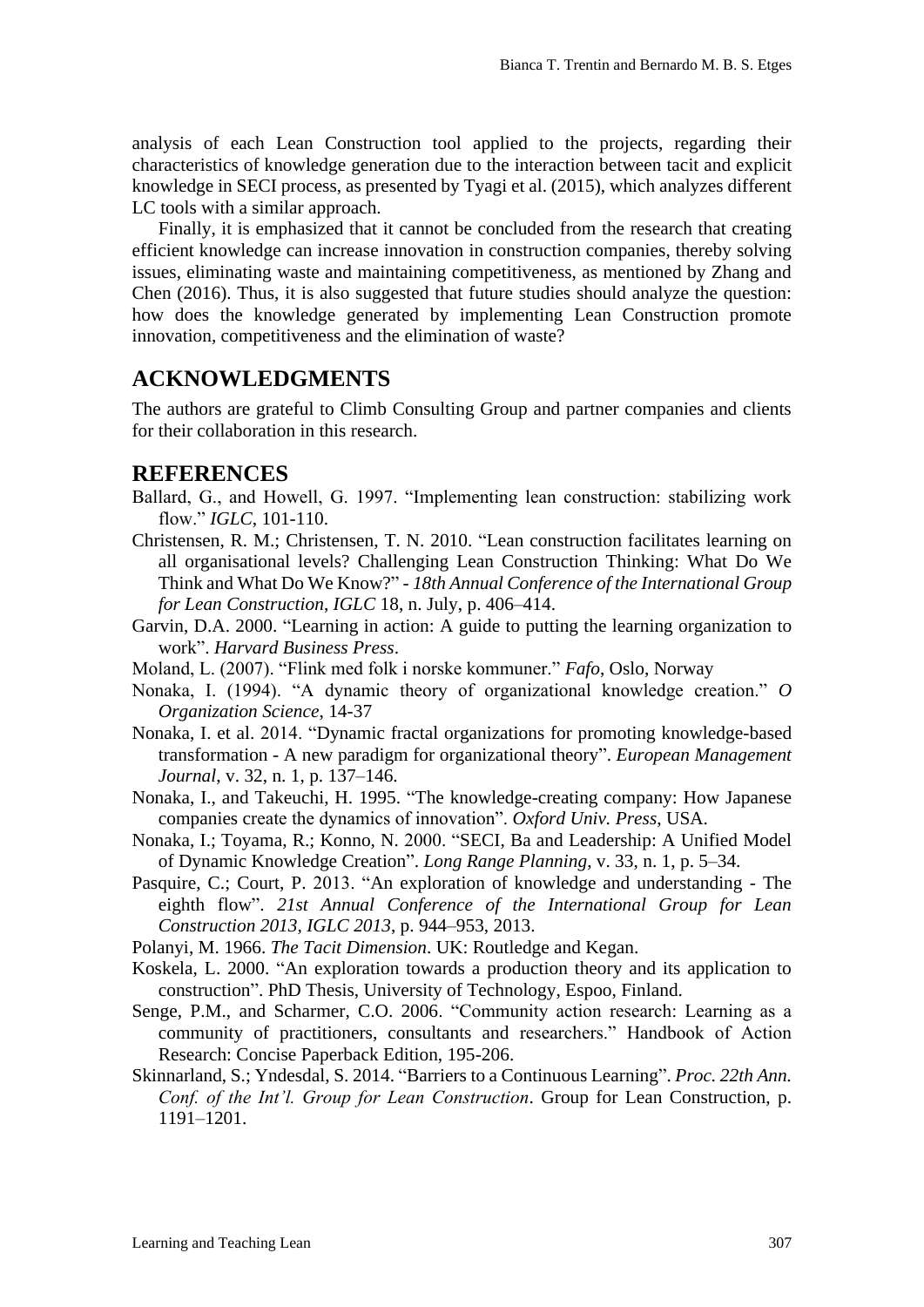analysis of each Lean Construction tool applied to the projects, regarding their characteristics of knowledge generation due to the interaction between tacit and explicit knowledge in SECI process, as presented by Tyagi et al. (2015), which analyzes different LC tools with a similar approach.

Finally, it is emphasized that it cannot be concluded from the research that creating efficient knowledge can increase innovation in construction companies, thereby solving issues, eliminating waste and maintaining competitiveness, as mentioned by Zhang and Chen (2016). Thus, it is also suggested that future studies should analyze the question: how does the knowledge generated by implementing Lean Construction promote innovation, competitiveness and the elimination of waste?

## ACKNOWLEDGMENTS

The authors are grateful to Climb Consulting Group and partner companies and clients for their collaboration in this research.

## REFERENCES

Ballard, G., and Howell, G. 1997. "Implementing lean construction: stabilizing work flow." *IGLC*, 101-110.

Christensen, R. M.; Christensen, T. N. 2010. "Lean construction facilitates learning on all organisational levels? Challenging Lean Construction Thinking: What Do We Think and What Do We Know?" - *18th Annual Conference of the International Group for Lean Construction*, *IGLC* 18, n. July, p. 406–414.

Garvin, D.A. 2000. "Learning in action: A guide to putting the learning organization to work". *Harvard Business Press*.

Moland, L. (2007). "Flink med folk i norske kommuner." *Fafo*, Oslo, Norway

Nonaka, I. (1994). "A dynamic theory of organizational knowledge creation." *O Organization Science*, 14-37

Nonaka, I. et al. 2014. "Dynamic fractal organizations for promoting knowledge-based transformation - A new paradigm for organizational theory". *European Management Journal*, v. 32, n. 1, p. 137–146.

Nonaka, I., and Takeuchi, H. 1995. "The knowledge-creating company: How Japanese companies create the dynamics of innovation". *Oxford Univ. Press*, USA.

Nonaka, I.; Toyama, R.; Konno, N. 2000. "SECI, Ba and Leadership: A Unified Model of Dynamic Knowledge Creation". *Long Range Planning*, v. 33, n. 1, p. 5–34.

Pasquire, C.; Court, P. 2013. "An exploration of knowledge and understanding - The eighth flow". *21st Annual Conference of the International Group for Lean Construction 2013, IGLC 2013*, p. 944–953, 2013.

Polanyi, M. 1966. *The Tacit Dimension*. UK: Routledge and Kegan.

Koskela, L. 2000. "An exploration towards a production theory and its application to construction". PhD Thesis, University of Technology, Espoo, Finland.

Senge, P.M., and Scharmer, C.O. 2006. "Community action research: Learning as a community of practitioners, consultants and researchers." Handbook of Action Research: Concise Paperback Edition, 195-206.

Skinnarland, S.; Yndesdal, S. 2014. "Barriers to a Continuous Learning". *Proc. 22th Ann. Conf. of the Int'l. Group for Lean Construction*. Group for Lean Construction, p. 1191–1201.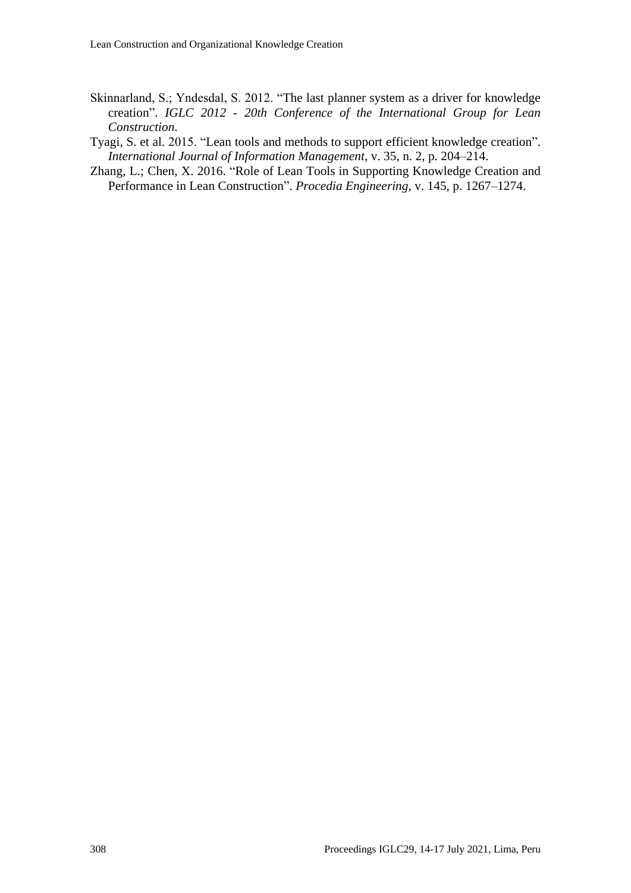Skinnarland, S.; Yndesdal, S. 2012. "The last planner system as a driver for knowledge creation". *IGLC 2012 - 20th Conference of the International Group for Lean Construction*.

Tyagi, S. et al. 2015. "Lean tools and methods to support efficient knowledge creation". *International Journal of Information Management*, v. 35, n. 2, p. 204–214.

Zhang, L.; Chen, X. 2016. "Role of Lean Tools in Supporting Knowledge Creation and Performance in Lean Construction". *Procedia Engineering*, v. 145, p. 1267–1274.